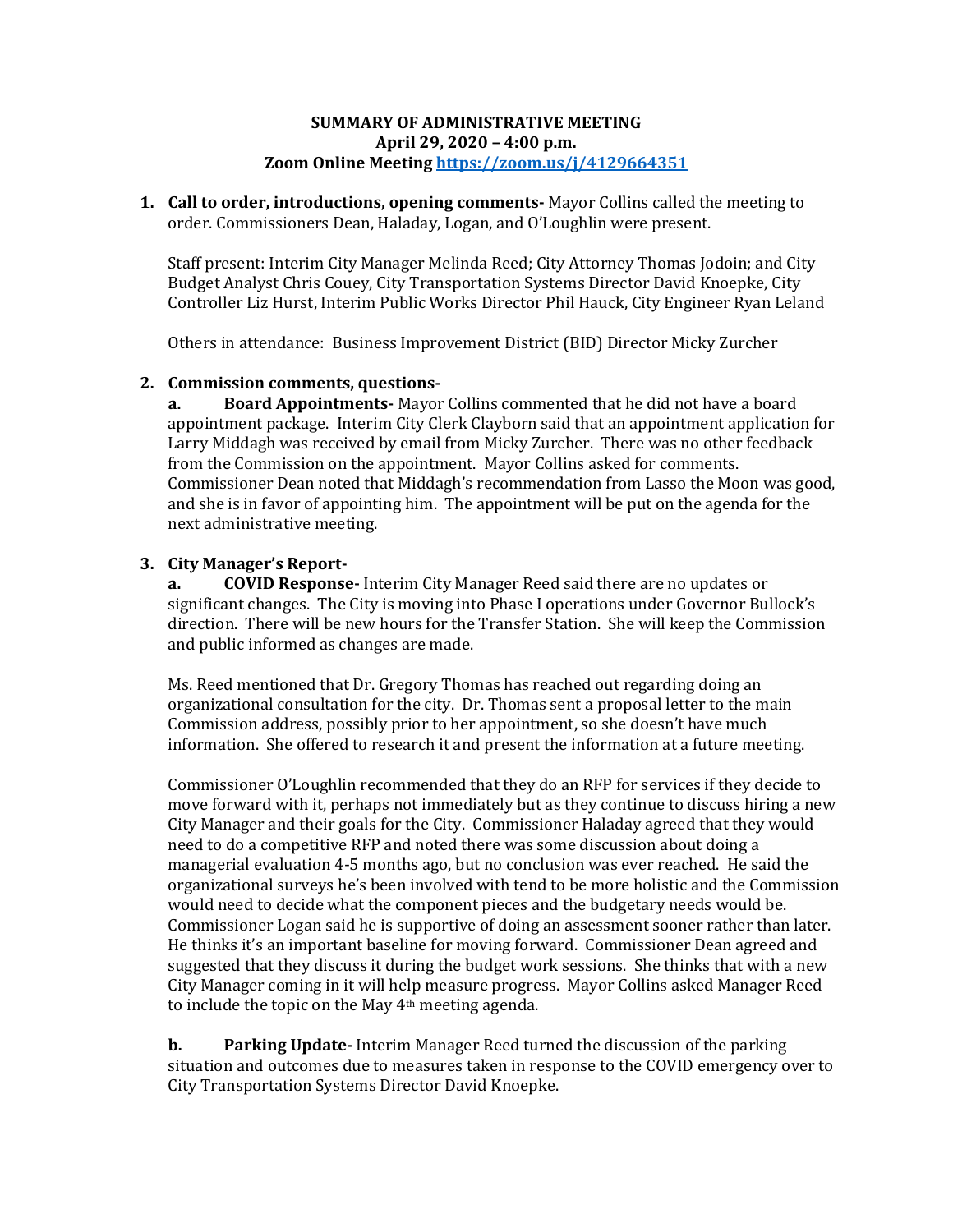**SUMMARY OF ADMINISTRATIVE MEETING**
**April 29, 2020 – 4:00 p.m.**
**Zoom Online Meeting [https://zoom.us/j/4129664351](https://zoom.us/j/4129664351)**

1. **Call to order, introductions, opening comments-** Mayor Collins called the meeting to order. Commissioners Dean, Haladay, Logan, and O'Loughlin were present.

   Staff present: Interim City Manager Melinda Reed; City Attorney Thomas Jodoin; and City Budget Analyst Chris Couey, City Transportation Systems Director David Knoepke, City Controller Liz Hurst, Interim Public Works Director Phil Hauck, City Engineer Ryan Leland

   Others in attendance: Business Improvement District (BID) Director Micky Zurcher

2. **Commission comments, questions-**

   **a. Board Appointments-** Mayor Collins commented that he did not have a board appointment package. Interim City Clerk Clayborn said that an appointment application for Larry Middagh was received by email from Micky Zurcher. There was no other feedback from the Commission on the appointment. Mayor Collins asked for comments. Commissioner Dean noted that Middagh's recommendation from Lasso the Moon was good, and she is in favor of appointing him. The appointment will be put on the agenda for the next administrative meeting.

3. **City Manager's Report-**

   **a. COVID Response-** Interim City Manager Reed said there are no updates or significant changes. The City is moving into Phase I operations under Governor Bullock's direction. There will be new hours for the Transfer Station. She will keep the Commission and public informed as changes are made.

   Ms. Reed mentioned that Dr. Gregory Thomas has reached out regarding doing an organizational consultation for the city. Dr. Thomas sent a proposal letter to the main Commission address, possibly prior to her appointment, so she doesn't have much information. She offered to research it and present the information at a future meeting.

   Commissioner O'Loughlin recommended that they do an RFP for services if they decide to move forward with it, perhaps not immediately but as they continue to discuss hiring a new City Manager and their goals for the City. Commissioner Haladay agreed that they would need to do a competitive RFP and noted there was some discussion about doing a managerial evaluation 4-5 months ago, but no conclusion was ever reached. He said the organizational surveys he's been involved with tend to be more holistic and the Commission would need to decide what the component pieces and the budgetary needs would be. Commissioner Logan said he is supportive of doing an assessment sooner rather than later. He thinks it's an important baseline for moving forward. Commissioner Dean agreed and suggested that they discuss it during the budget work sessions. She thinks that with a new City Manager coming in it will help measure progress. Mayor Collins asked Manager Reed to include the topic on the May 4th meeting agenda.

   **b. Parking Update-** Interim Manager Reed turned the discussion of the parking situation and outcomes due to measures taken in response to the COVID emergency over to City Transportation Systems Director David Knoepke.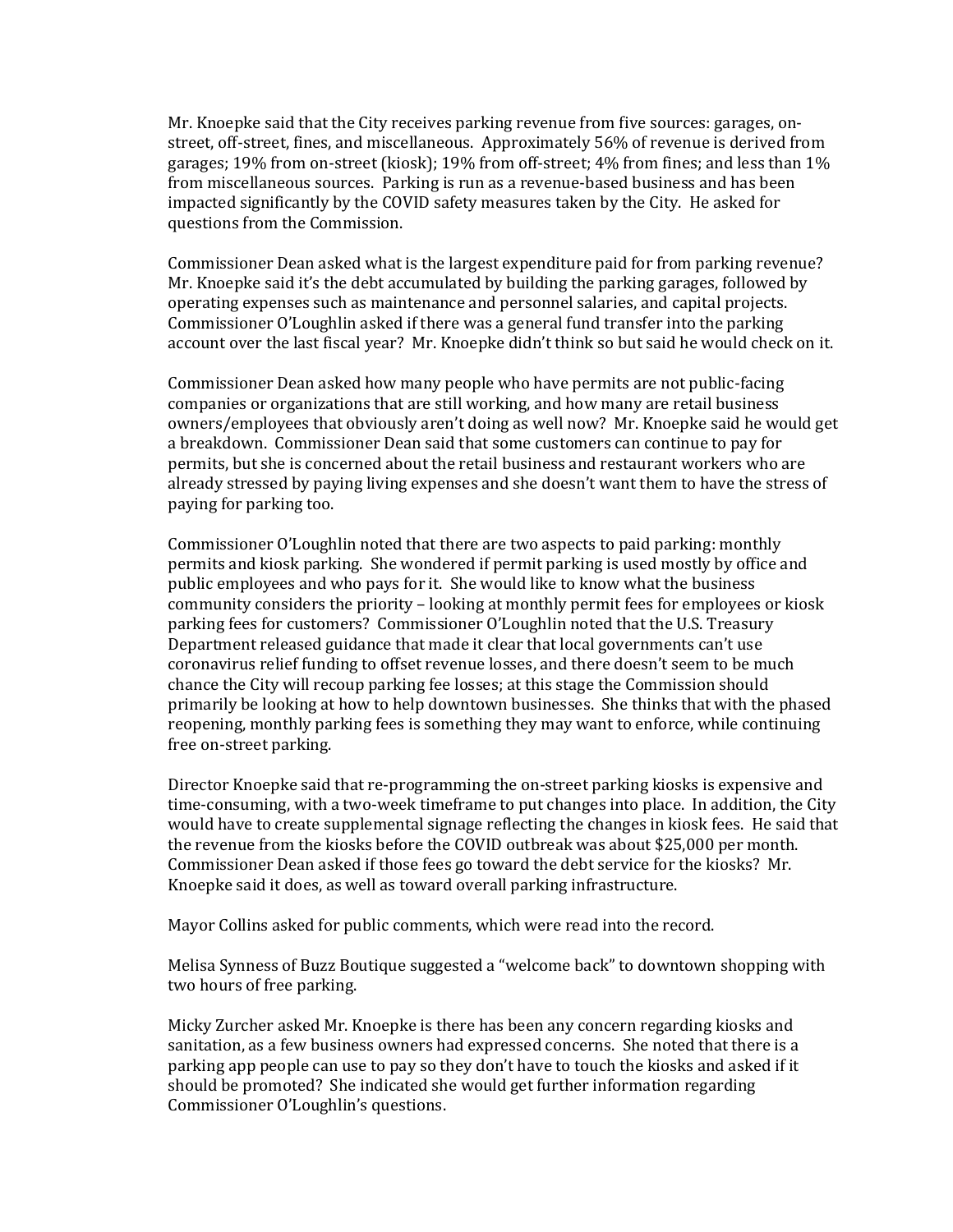Mr. Knoepke said that the City receives parking revenue from five sources: garages, on-street, off-street, fines, and miscellaneous. Approximately 56% of revenue is derived from garages; 19% from on-street (kiosk); 19% from off-street; 4% from fines; and less than 1% from miscellaneous sources. Parking is run as a revenue-based business and has been impacted significantly by the COVID safety measures taken by the City. He asked for questions from the Commission.

Commissioner Dean asked what is the largest expenditure paid for from parking revenue? Mr. Knoepke said it's the debt accumulated by building the parking garages, followed by operating expenses such as maintenance and personnel salaries, and capital projects. Commissioner O'Loughlin asked if there was a general fund transfer into the parking account over the last fiscal year? Mr. Knoepke didn't think so but said he would check on it.

Commissioner Dean asked how many people who have permits are not public-facing companies or organizations that are still working, and how many are retail business owners/employees that obviously aren't doing as well now? Mr. Knoepke said he would get a breakdown. Commissioner Dean said that some customers can continue to pay for permits, but she is concerned about the retail business and restaurant workers who are already stressed by paying living expenses and she doesn't want them to have the stress of paying for parking too.

Commissioner O'Loughlin noted that there are two aspects to paid parking: monthly permits and kiosk parking. She wondered if permit parking is used mostly by office and public employees and who pays for it. She would like to know what the business community considers the priority – looking at monthly permit fees for employees or kiosk parking fees for customers? Commissioner O'Loughlin noted that the U.S. Treasury Department released guidance that made it clear that local governments can't use coronavirus relief funding to offset revenue losses, and there doesn't seem to be much chance the City will recoup parking fee losses; at this stage the Commission should primarily be looking at how to help downtown businesses. She thinks that with the phased reopening, monthly parking fees is something they may want to enforce, while continuing free on-street parking.

Director Knoepke said that re-programming the on-street parking kiosks is expensive and time-consuming, with a two-week timeframe to put changes into place. In addition, the City would have to create supplemental signage reflecting the changes in kiosk fees. He said that the revenue from the kiosks before the COVID outbreak was about $25,000 per month. Commissioner Dean asked if those fees go toward the debt service for the kiosks? Mr. Knoepke said it does, as well as toward overall parking infrastructure.

Mayor Collins asked for public comments, which were read into the record.

Melisa Synness of Buzz Boutique suggested a "welcome back" to downtown shopping with two hours of free parking.

Micky Zurcher asked Mr. Knoepke is there has been any concern regarding kiosks and sanitation, as a few business owners had expressed concerns. She noted that there is a parking app people can use to pay so they don't have to touch the kiosks and asked if it should be promoted? She indicated she would get further information regarding Commissioner O'Loughlin's questions.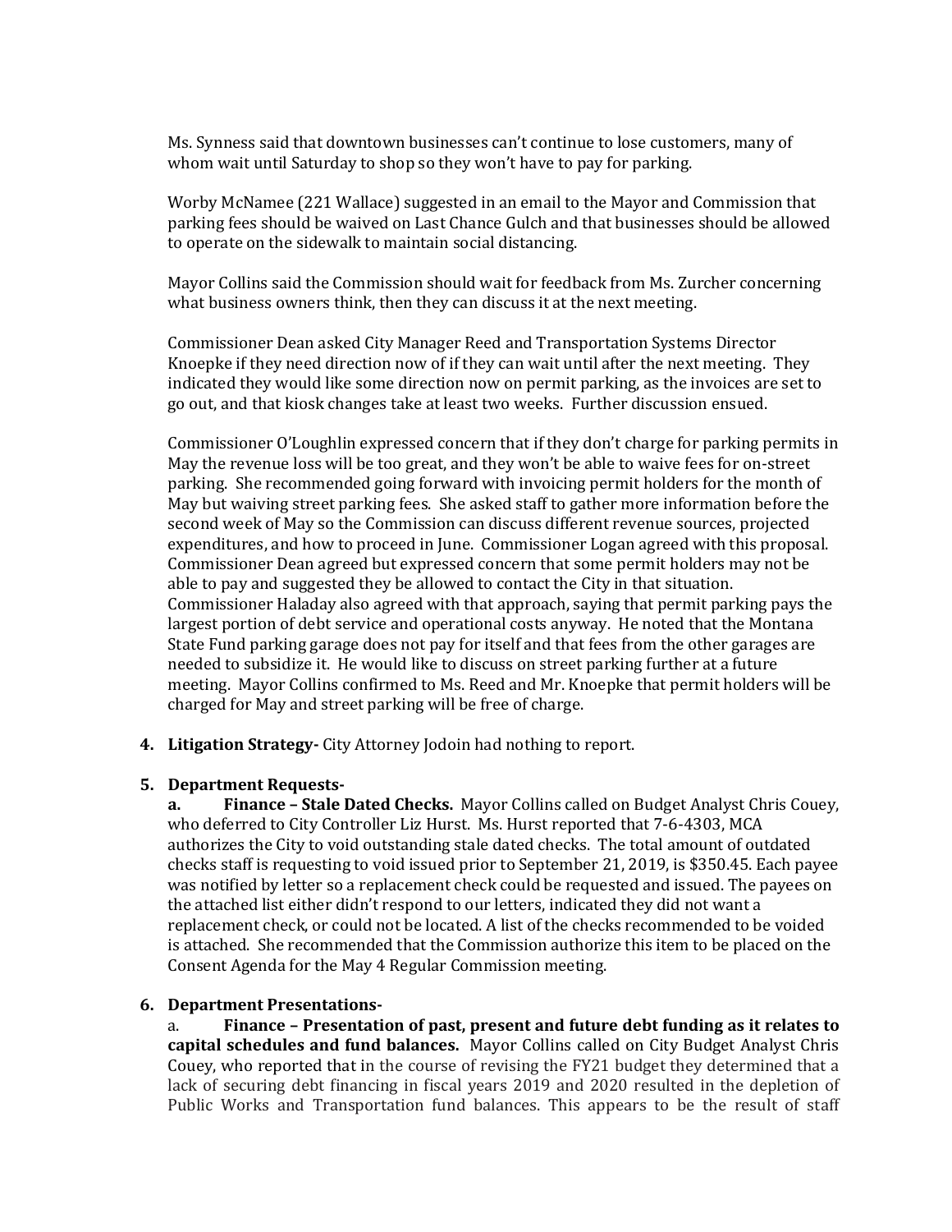Ms. Synness said that downtown businesses can't continue to lose customers, many of whom wait until Saturday to shop so they won't have to pay for parking.

Worby McNamee (221 Wallace) suggested in an email to the Mayor and Commission that parking fees should be waived on Last Chance Gulch and that businesses should be allowed to operate on the sidewalk to maintain social distancing.

Mayor Collins said the Commission should wait for feedback from Ms. Zurcher concerning what business owners think, then they can discuss it at the next meeting.

Commissioner Dean asked City Manager Reed and Transportation Systems Director Knoepke if they need direction now of if they can wait until after the next meeting. They indicated they would like some direction now on permit parking, as the invoices are set to go out, and that kiosk changes take at least two weeks. Further discussion ensued.

Commissioner O'Loughlin expressed concern that if they don't charge for parking permits in May the revenue loss will be too great, and they won't be able to waive fees for on-street parking. She recommended going forward with invoicing permit holders for the month of May but waiving street parking fees. She asked staff to gather more information before the second week of May so the Commission can discuss different revenue sources, projected expenditures, and how to proceed in June. Commissioner Logan agreed with this proposal. Commissioner Dean agreed but expressed concern that some permit holders may not be able to pay and suggested they be allowed to contact the City in that situation. Commissioner Haladay also agreed with that approach, saying that permit parking pays the largest portion of debt service and operational costs anyway. He noted that the Montana State Fund parking garage does not pay for itself and that fees from the other garages are needed to subsidize it. He would like to discuss on street parking further at a future meeting. Mayor Collins confirmed to Ms. Reed and Mr. Knoepke that permit holders will be charged for May and street parking will be free of charge.

4. **Litigation Strategy-** City Attorney Jodoin had nothing to report.

5. **Department Requests-**

   **a. Finance – Stale Dated Checks.** Mayor Collins called on Budget Analyst Chris Couey, who deferred to City Controller Liz Hurst. Ms. Hurst reported that 7-6-4303, MCA authorizes the City to void outstanding stale dated checks. The total amount of outdated checks staff is requesting to void issued prior to September 21, 2019, is $350.45. Each payee was notified by letter so a replacement check could be requested and issued. The payees on the attached list either didn't respond to our letters, indicated they did not want a replacement check, or could not be located. A list of the checks recommended to be voided is attached. She recommended that the Commission authorize this item to be placed on the Consent Agenda for the May 4 Regular Commission meeting.

6. **Department Presentations-**

   a. **Finance – Presentation of past, present and future debt funding as it relates to capital schedules and fund balances.** Mayor Collins called on City Budget Analyst Chris Couey, who reported that in the course of revising the FY21 budget they determined that a lack of securing debt financing in fiscal years 2019 and 2020 resulted in the depletion of Public Works and Transportation fund balances. This appears to be the result of staff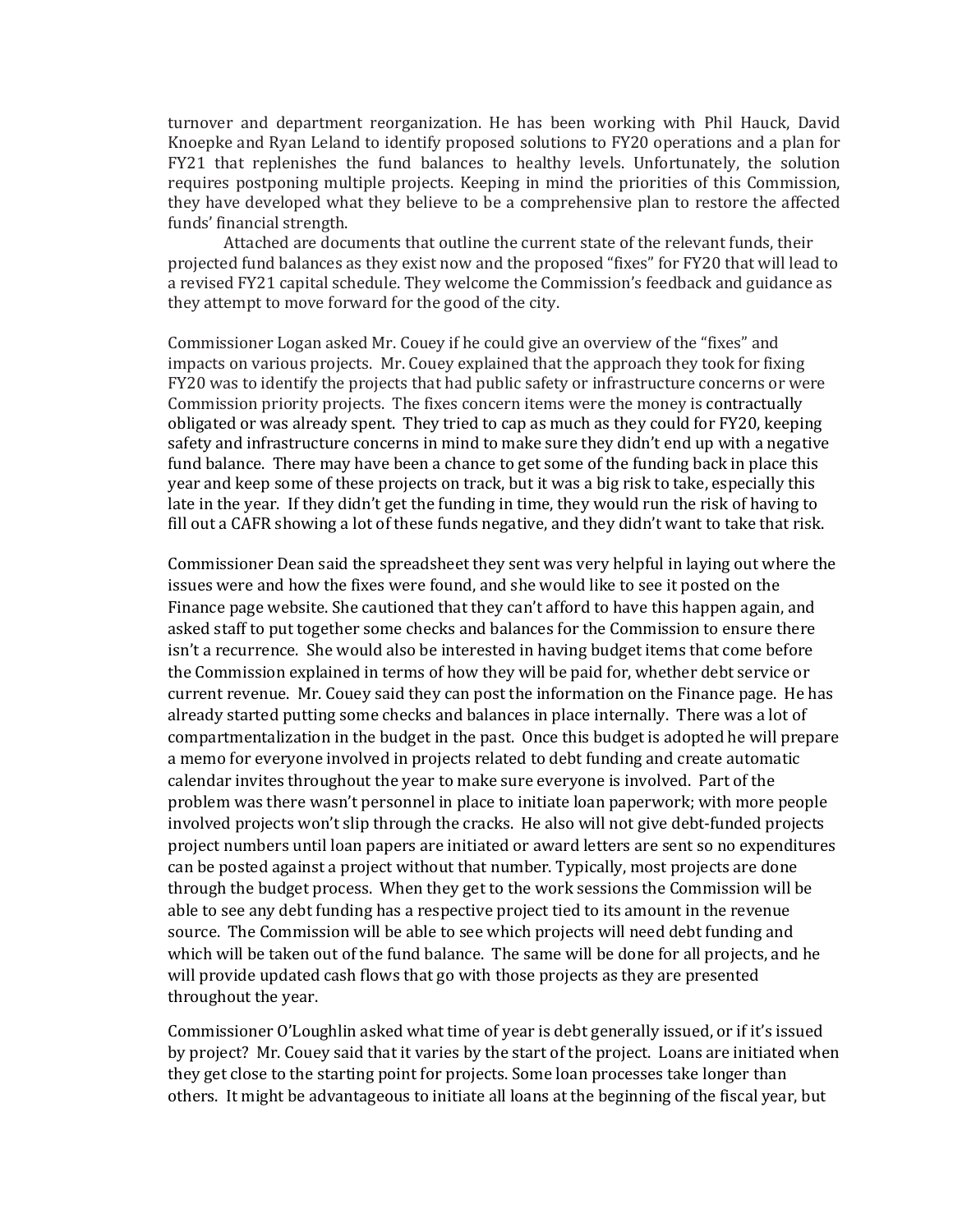turnover and department reorganization. He has been working with Phil Hauck, David Knoepke and Ryan Leland to identify proposed solutions to FY20 operations and a plan for FY21 that replenishes the fund balances to healthy levels. Unfortunately, the solution requires postponing multiple projects. Keeping in mind the priorities of this Commission, they have developed what they believe to be a comprehensive plan to restore the affected funds' financial strength.

Attached are documents that outline the current state of the relevant funds, their projected fund balances as they exist now and the proposed "fixes" for FY20 that will lead to a revised FY21 capital schedule. They welcome the Commission's feedback and guidance as they attempt to move forward for the good of the city.

Commissioner Logan asked Mr. Couey if he could give an overview of the "fixes" and impacts on various projects. Mr. Couey explained that the approach they took for fixing FY20 was to identify the projects that had public safety or infrastructure concerns or were Commission priority projects. The fixes concern items were the money is contractually obligated or was already spent. They tried to cap as much as they could for FY20, keeping safety and infrastructure concerns in mind to make sure they didn't end up with a negative fund balance. There may have been a chance to get some of the funding back in place this year and keep some of these projects on track, but it was a big risk to take, especially this late in the year. If they didn't get the funding in time, they would run the risk of having to fill out a CAFR showing a lot of these funds negative, and they didn't want to take that risk.

Commissioner Dean said the spreadsheet they sent was very helpful in laying out where the issues were and how the fixes were found, and she would like to see it posted on the Finance page website. She cautioned that they can't afford to have this happen again, and asked staff to put together some checks and balances for the Commission to ensure there isn't a recurrence. She would also be interested in having budget items that come before the Commission explained in terms of how they will be paid for, whether debt service or current revenue. Mr. Couey said they can post the information on the Finance page. He has already started putting some checks and balances in place internally. There was a lot of compartmentalization in the budget in the past. Once this budget is adopted he will prepare a memo for everyone involved in projects related to debt funding and create automatic calendar invites throughout the year to make sure everyone is involved. Part of the problem was there wasn't personnel in place to initiate loan paperwork; with more people involved projects won't slip through the cracks. He also will not give debt-funded projects project numbers until loan papers are initiated or award letters are sent so no expenditures can be posted against a project without that number. Typically, most projects are done through the budget process. When they get to the work sessions the Commission will be able to see any debt funding has a respective project tied to its amount in the revenue source. The Commission will be able to see which projects will need debt funding and which will be taken out of the fund balance. The same will be done for all projects, and he will provide updated cash flows that go with those projects as they are presented throughout the year.

Commissioner O'Loughlin asked what time of year is debt generally issued, or if it's issued by project? Mr. Couey said that it varies by the start of the project. Loans are initiated when they get close to the starting point for projects. Some loan processes take longer than others. It might be advantageous to initiate all loans at the beginning of the fiscal year, but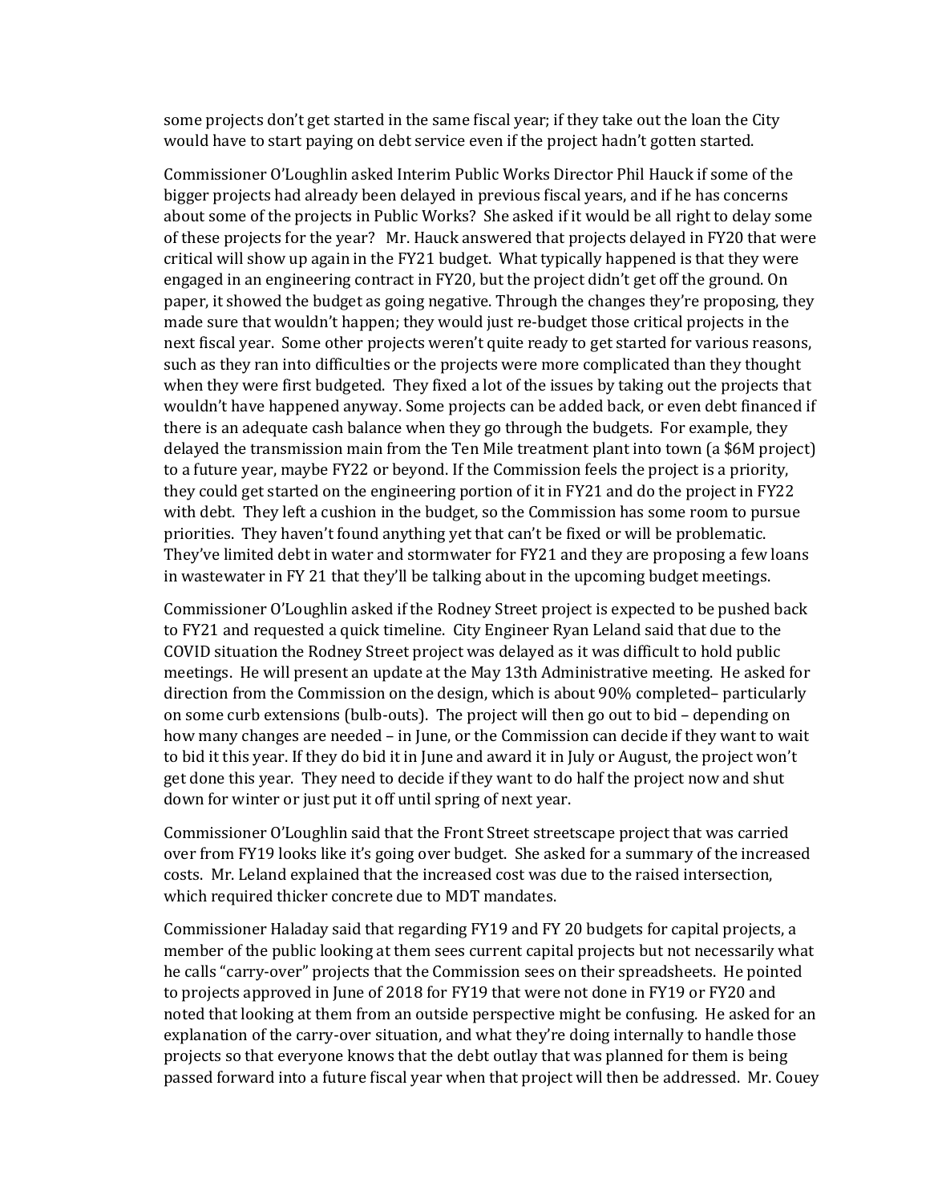some projects don't get started in the same fiscal year; if they take out the loan the City would have to start paying on debt service even if the project hadn't gotten started.

Commissioner O'Loughlin asked Interim Public Works Director Phil Hauck if some of the bigger projects had already been delayed in previous fiscal years, and if he has concerns about some of the projects in Public Works? She asked if it would be all right to delay some of these projects for the year? Mr. Hauck answered that projects delayed in FY20 that were critical will show up again in the FY21 budget. What typically happened is that they were engaged in an engineering contract in FY20, but the project didn't get off the ground. On paper, it showed the budget as going negative. Through the changes they're proposing, they made sure that wouldn't happen; they would just re-budget those critical projects in the next fiscal year. Some other projects weren't quite ready to get started for various reasons, such as they ran into difficulties or the projects were more complicated than they thought when they were first budgeted. They fixed a lot of the issues by taking out the projects that wouldn't have happened anyway. Some projects can be added back, or even debt financed if there is an adequate cash balance when they go through the budgets. For example, they delayed the transmission main from the Ten Mile treatment plant into town (a $6M project) to a future year, maybe FY22 or beyond. If the Commission feels the project is a priority, they could get started on the engineering portion of it in FY21 and do the project in FY22 with debt. They left a cushion in the budget, so the Commission has some room to pursue priorities. They haven't found anything yet that can't be fixed or will be problematic. They've limited debt in water and stormwater for FY21 and they are proposing a few loans in wastewater in FY 21 that they'll be talking about in the upcoming budget meetings.

Commissioner O'Loughlin asked if the Rodney Street project is expected to be pushed back to FY21 and requested a quick timeline. City Engineer Ryan Leland said that due to the COVID situation the Rodney Street project was delayed as it was difficult to hold public meetings. He will present an update at the May 13th Administrative meeting. He asked for direction from the Commission on the design, which is about 90% completed– particularly on some curb extensions (bulb-outs). The project will then go out to bid – depending on how many changes are needed – in June, or the Commission can decide if they want to wait to bid it this year. If they do bid it in June and award it in July or August, the project won't get done this year. They need to decide if they want to do half the project now and shut down for winter or just put it off until spring of next year.

Commissioner O'Loughlin said that the Front Street streetscape project that was carried over from FY19 looks like it's going over budget. She asked for a summary of the increased costs. Mr. Leland explained that the increased cost was due to the raised intersection, which required thicker concrete due to MDT mandates.

Commissioner Haladay said that regarding FY19 and FY 20 budgets for capital projects, a member of the public looking at them sees current capital projects but not necessarily what he calls "carry-over" projects that the Commission sees on their spreadsheets. He pointed to projects approved in June of 2018 for FY19 that were not done in FY19 or FY20 and noted that looking at them from an outside perspective might be confusing. He asked for an explanation of the carry-over situation, and what they're doing internally to handle those projects so that everyone knows that the debt outlay that was planned for them is being passed forward into a future fiscal year when that project will then be addressed. Mr. Couey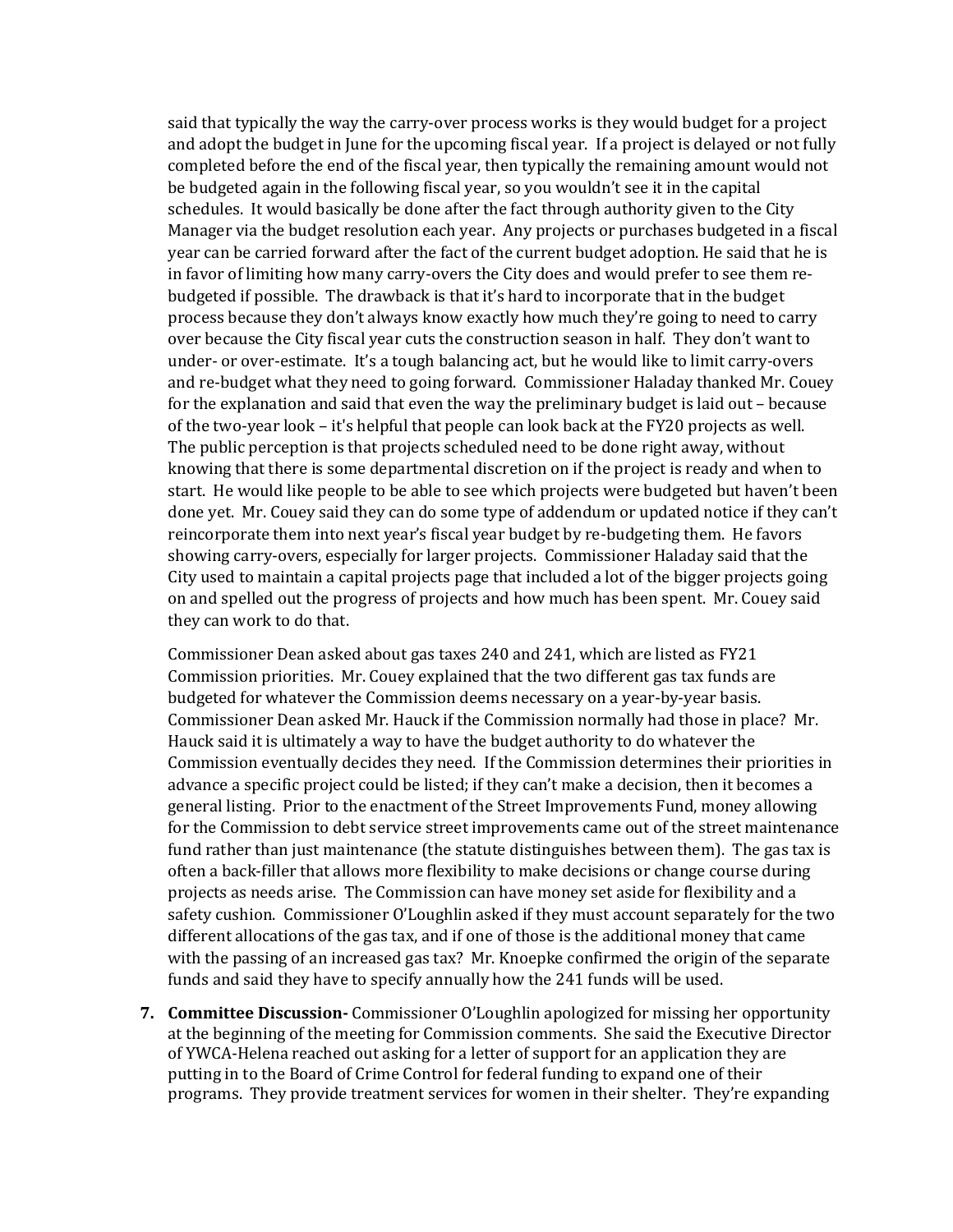said that typically the way the carry-over process works is they would budget for a project and adopt the budget in June for the upcoming fiscal year. If a project is delayed or not fully completed before the end of the fiscal year, then typically the remaining amount would not be budgeted again in the following fiscal year, so you wouldn't see it in the capital schedules. It would basically be done after the fact through authority given to the City Manager via the budget resolution each year. Any projects or purchases budgeted in a fiscal year can be carried forward after the fact of the current budget adoption. He said that he is in favor of limiting how many carry-overs the City does and would prefer to see them re-budgeted if possible. The drawback is that it's hard to incorporate that in the budget process because they don't always know exactly how much they're going to need to carry over because the City fiscal year cuts the construction season in half. They don't want to under- or over-estimate. It's a tough balancing act, but he would like to limit carry-overs and re-budget what they need to going forward. Commissioner Haladay thanked Mr. Couey for the explanation and said that even the way the preliminary budget is laid out – because of the two-year look – it's helpful that people can look back at the FY20 projects as well. The public perception is that projects scheduled need to be done right away, without knowing that there is some departmental discretion on if the project is ready and when to start. He would like people to be able to see which projects were budgeted but haven't been done yet. Mr. Couey said they can do some type of addendum or updated notice if they can't reincorporate them into next year's fiscal year budget by re-budgeting them. He favors showing carry-overs, especially for larger projects. Commissioner Haladay said that the City used to maintain a capital projects page that included a lot of the bigger projects going on and spelled out the progress of projects and how much has been spent. Mr. Couey said they can work to do that.

Commissioner Dean asked about gas taxes 240 and 241, which are listed as FY21 Commission priorities. Mr. Couey explained that the two different gas tax funds are budgeted for whatever the Commission deems necessary on a year-by-year basis. Commissioner Dean asked Mr. Hauck if the Commission normally had those in place? Mr. Hauck said it is ultimately a way to have the budget authority to do whatever the Commission eventually decides they need. If the Commission determines their priorities in advance a specific project could be listed; if they can't make a decision, then it becomes a general listing. Prior to the enactment of the Street Improvements Fund, money allowing for the Commission to debt service street improvements came out of the street maintenance fund rather than just maintenance (the statute distinguishes between them). The gas tax is often a back-filler that allows more flexibility to make decisions or change course during projects as needs arise. The Commission can have money set aside for flexibility and a safety cushion. Commissioner O'Loughlin asked if they must account separately for the two different allocations of the gas tax, and if one of those is the additional money that came with the passing of an increased gas tax? Mr. Knoepke confirmed the origin of the separate funds and said they have to specify annually how the 241 funds will be used.

7. **Committee Discussion-** Commissioner O'Loughlin apologized for missing her opportunity at the beginning of the meeting for Commission comments. She said the Executive Director of YWCA-Helena reached out asking for a letter of support for an application they are putting in to the Board of Crime Control for federal funding to expand one of their programs. They provide treatment services for women in their shelter. They're expanding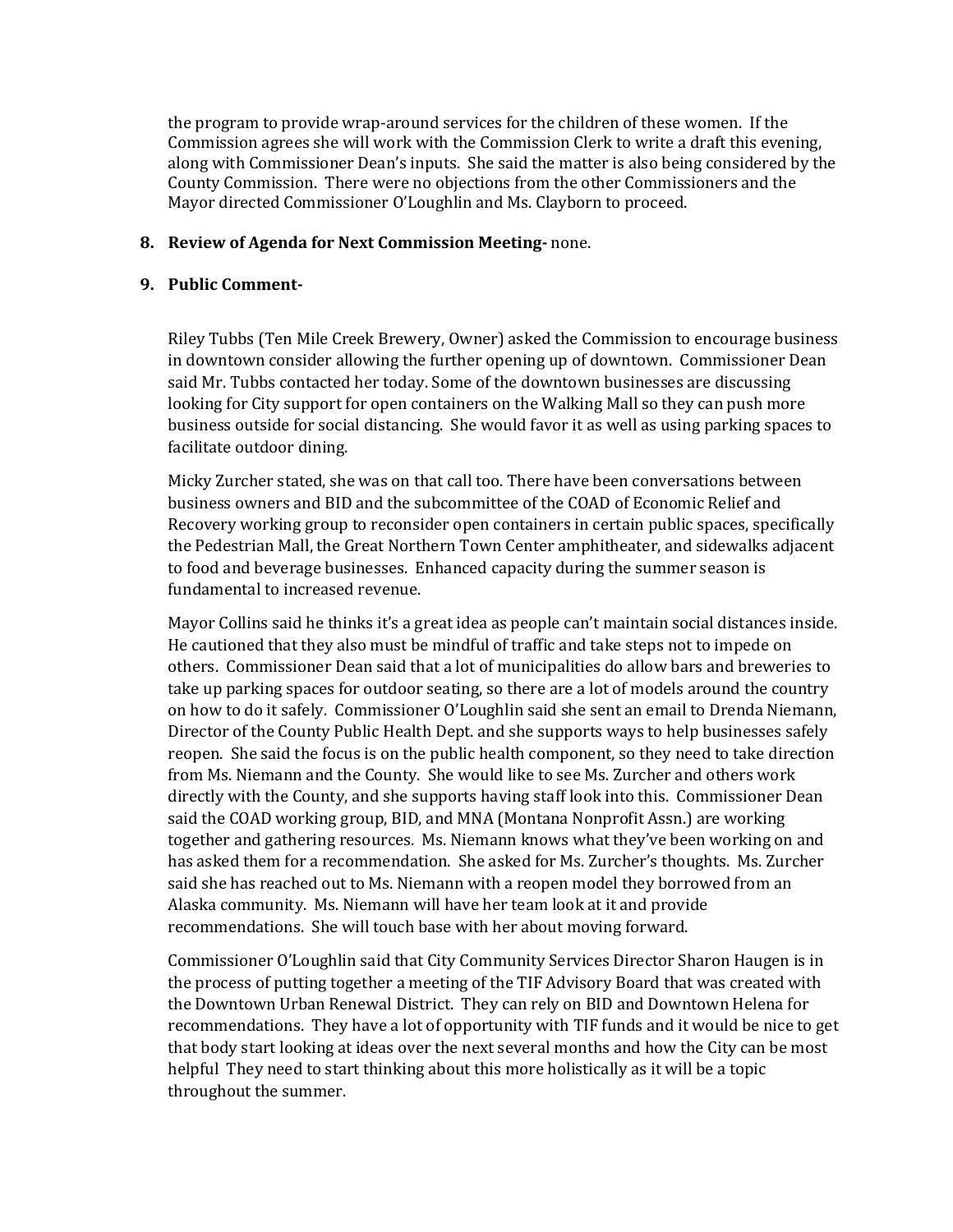the program to provide wrap-around services for the children of these women. If the Commission agrees she will work with the Commission Clerk to write a draft this evening, along with Commissioner Dean's inputs. She said the matter is also being considered by the County Commission. There were no objections from the other Commissioners and the Mayor directed Commissioner O'Loughlin and Ms. Clayborn to proceed.

**8. Review of Agenda for Next Commission Meeting-** none.

**9. Public Comment-**

Riley Tubbs (Ten Mile Creek Brewery, Owner) asked the Commission to encourage business in downtown consider allowing the further opening up of downtown. Commissioner Dean said Mr. Tubbs contacted her today. Some of the downtown businesses are discussing looking for City support for open containers on the Walking Mall so they can push more business outside for social distancing. She would favor it as well as using parking spaces to facilitate outdoor dining.

Micky Zurcher stated, she was on that call too. There have been conversations between business owners and BID and the subcommittee of the COAD of Economic Relief and Recovery working group to reconsider open containers in certain public spaces, specifically the Pedestrian Mall, the Great Northern Town Center amphitheater, and sidewalks adjacent to food and beverage businesses. Enhanced capacity during the summer season is fundamental to increased revenue.

Mayor Collins said he thinks it's a great idea as people can't maintain social distances inside. He cautioned that they also must be mindful of traffic and take steps not to impede on others. Commissioner Dean said that a lot of municipalities do allow bars and breweries to take up parking spaces for outdoor seating, so there are a lot of models around the country on how to do it safely. Commissioner O'Loughlin said she sent an email to Drenda Niemann, Director of the County Public Health Dept. and she supports ways to help businesses safely reopen. She said the focus is on the public health component, so they need to take direction from Ms. Niemann and the County. She would like to see Ms. Zurcher and others work directly with the County, and she supports having staff look into this. Commissioner Dean said the COAD working group, BID, and MNA (Montana Nonprofit Assn.) are working together and gathering resources. Ms. Niemann knows what they've been working on and has asked them for a recommendation. She asked for Ms. Zurcher's thoughts. Ms. Zurcher said she has reached out to Ms. Niemann with a reopen model they borrowed from an Alaska community. Ms. Niemann will have her team look at it and provide recommendations. She will touch base with her about moving forward.

Commissioner O'Loughlin said that City Community Services Director Sharon Haugen is in the process of putting together a meeting of the TIF Advisory Board that was created with the Downtown Urban Renewal District. They can rely on BID and Downtown Helena for recommendations. They have a lot of opportunity with TIF funds and it would be nice to get that body start looking at ideas over the next several months and how the City can be most helpful They need to start thinking about this more holistically as it will be a topic throughout the summer.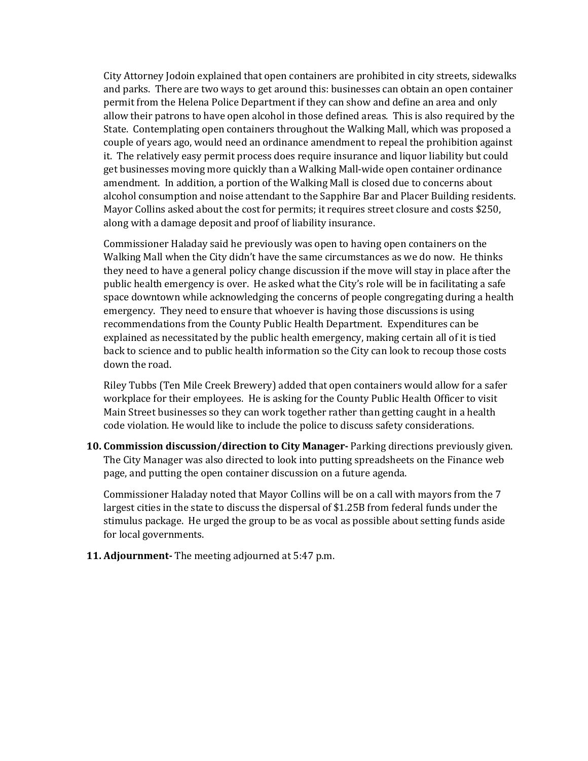City Attorney Jodoin explained that open containers are prohibited in city streets, sidewalks and parks. There are two ways to get around this: businesses can obtain an open container permit from the Helena Police Department if they can show and define an area and only allow their patrons to have open alcohol in those defined areas. This is also required by the State. Contemplating open containers throughout the Walking Mall, which was proposed a couple of years ago, would need an ordinance amendment to repeal the prohibition against it. The relatively easy permit process does require insurance and liquor liability but could get businesses moving more quickly than a Walking Mall-wide open container ordinance amendment. In addition, a portion of the Walking Mall is closed due to concerns about alcohol consumption and noise attendant to the Sapphire Bar and Placer Building residents. Mayor Collins asked about the cost for permits; it requires street closure and costs $250, along with a damage deposit and proof of liability insurance.

Commissioner Haladay said he previously was open to having open containers on the Walking Mall when the City didn't have the same circumstances as we do now. He thinks they need to have a general policy change discussion if the move will stay in place after the public health emergency is over. He asked what the City's role will be in facilitating a safe space downtown while acknowledging the concerns of people congregating during a health emergency. They need to ensure that whoever is having those discussions is using recommendations from the County Public Health Department. Expenditures can be explained as necessitated by the public health emergency, making certain all of it is tied back to science and to public health information so the City can look to recoup those costs down the road.

Riley Tubbs (Ten Mile Creek Brewery) added that open containers would allow for a safer workplace for their employees. He is asking for the County Public Health Officer to visit Main Street businesses so they can work together rather than getting caught in a health code violation. He would like to include the police to discuss safety considerations.

10. **Commission discussion/direction to City Manager-** Parking directions previously given. The City Manager was also directed to look into putting spreadsheets on the Finance web page, and putting the open container discussion on a future agenda.

    Commissioner Haladay noted that Mayor Collins will be on a call with mayors from the 7 largest cities in the state to discuss the dispersal of $1.25B from federal funds under the stimulus package. He urged the group to be as vocal as possible about setting funds aside for local governments.

11. **Adjournment-** The meeting adjourned at 5:47 p.m.